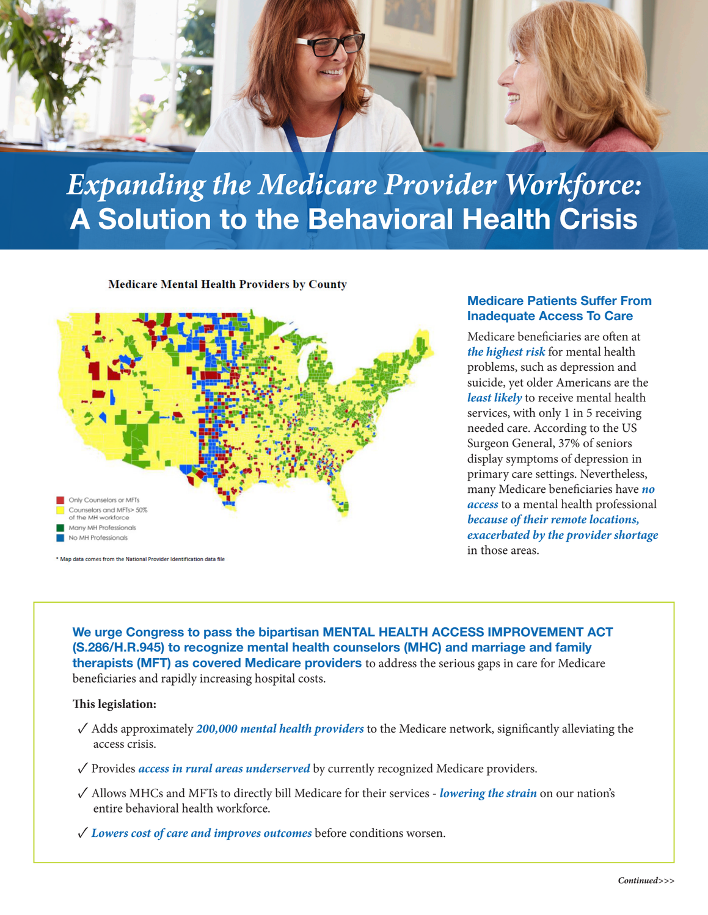# *Expanding the Medicare Provider Workforce:* A Solution to the Behavioral Health Crisis

**Medicare Mental Health Providers by County**

- Only Counselors or MFTs
- Counselors and MFTs> 50% of the MH workforce
- Many MH Professionals
- No MH Professionals

* Map data comes from the National Provider Identification data file

## Medicare Patients Suffer From Inadequate Access To Care

Medicare beneficiaries are often at ***the highest risk*** for mental health problems, such as depression and suicide, yet older Americans are the ***least likely*** to receive mental health services, with only 1 in 5 receiving needed care. According to the US Surgeon General, 37% of seniors display symptoms of depression in primary care settings. Nevertheless, many Medicare beneficiaries have ***no access*** to a mental health professional ***because of their remote locations, exacerbated by the provider shortage*** in those areas.

**We urge Congress to pass the bipartisan MENTAL HEALTH ACCESS IMPROVEMENT ACT (S.286/H.R.945) to recognize mental health counselors (MHC) and marriage and family therapists (MFT) as covered Medicare providers** to address the serious gaps in care for Medicare beneficiaries and rapidly increasing hospital costs.

**This legislation:**

- ✓ Adds approximately ***200,000 mental health providers*** to the Medicare network, significantly alleviating the access crisis.
- ✓ Provides ***access in rural areas underserved*** by currently recognized Medicare providers.
- ✓ Allows MHCs and MFTs to directly bill Medicare for their services - ***lowering the strain*** on our nation's entire behavioral health workforce.
- ✓ ***Lowers cost of care and improves outcomes*** before conditions worsen.

*Continued>>>*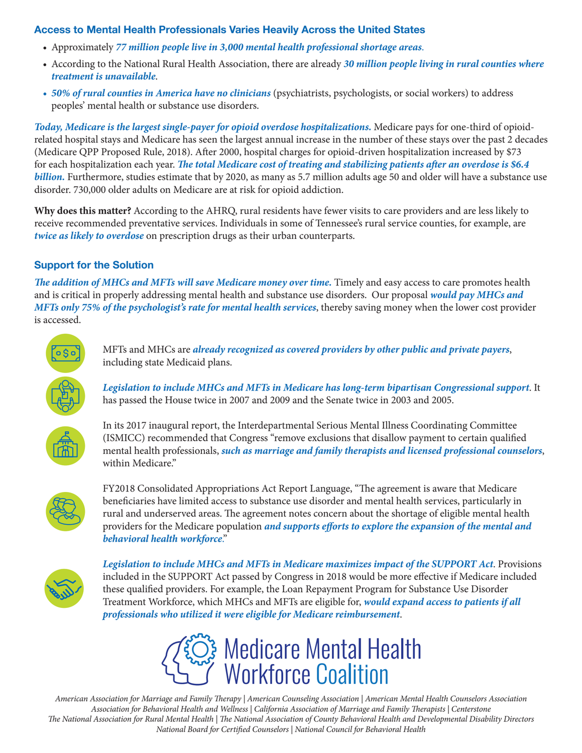## Access to Mental Health Professionals Varies Heavily Across the United States

- Approximately ***77 million people live in 3,000 mental health professional shortage areas***.
- According to the National Rural Health Association, there are already ***30 million people living in rural counties where treatment is unavailable***.
- ***50% of rural counties in America have no clinicians*** (psychiatrists, psychologists, or social workers) to address peoples' mental health or substance use disorders.

***Today, Medicare is the largest single-payer for opioid overdose hospitalizations.*** Medicare pays for one-third of opioid-related hospital stays and Medicare has seen the largest annual increase in the number of these stays over the past 2 decades (Medicare QPP Proposed Rule, 2018). After 2000, hospital charges for opioid-driven hospitalization increased by $73 for each hospitalization each year. ***The total Medicare cost of treating and stabilizing patients after an overdose is $6.4 billion.*** Furthermore, studies estimate that by 2020, as many as 5.7 million adults age 50 and older will have a substance use disorder. 730,000 older adults on Medicare are at risk for opioid addiction.

**Why does this matter?** According to the AHRQ, rural residents have fewer visits to care providers and are less likely to receive recommended preventative services. Individuals in some of Tennessee's rural service counties, for example, are ***twice as likely to overdose*** on prescription drugs as their urban counterparts.

## Support for the Solution

***The addition of MHCs and MFTs will save Medicare money over time.*** Timely and easy access to care promotes health and is critical in properly addressing mental health and substance use disorders. Our proposal ***would pay MHCs and MFTs only 75% of the psychologist's rate for mental health services***, thereby saving money when the lower cost provider is accessed.

MFTs and MHCs are ***already recognized as covered providers by other public and private payers***, including state Medicaid plans.

***Legislation to include MHCs and MFTs in Medicare has long-term bipartisan Congressional support***. It has passed the House twice in 2007 and 2009 and the Senate twice in 2003 and 2005.

In its 2017 inaugural report, the Interdepartmental Serious Mental Illness Coordinating Committee (ISMICC) recommended that Congress "remove exclusions that disallow payment to certain qualified mental health professionals, ***such as marriage and family therapists and licensed professional counselors***, within Medicare."

FY2018 Consolidated Appropriations Act Report Language, "The agreement is aware that Medicare beneficiaries have limited access to substance use disorder and mental health services, particularly in rural and underserved areas. The agreement notes concern about the shortage of eligible mental health providers for the Medicare population ***and supports efforts to explore the expansion of the mental and behavioral health workforce***."

***Legislation to include MHCs and MFTs in Medicare maximizes impact of the SUPPORT Act***. Provisions included in the SUPPORT Act passed by Congress in 2018 would be more effective if Medicare included these qualified providers. For example, the Loan Repayment Program for Substance Use Disorder Treatment Workforce, which MHCs and MFTs are eligible for, ***would expand access to patients if all professionals who utilized it were eligible for Medicare reimbursement***.

**Medicare Mental Health Workforce Coalition**

*American Association for Marriage and Family Therapy | American Counseling Association | American Mental Health Counselors Association | Association for Behavioral Health and Wellness | California Association of Marriage and Family Therapists | Centerstone | The National Association for Rural Mental Health | The National Association of County Behavioral Health and Developmental Disability Directors | National Board for Certified Counselors | National Council for Behavioral Health*